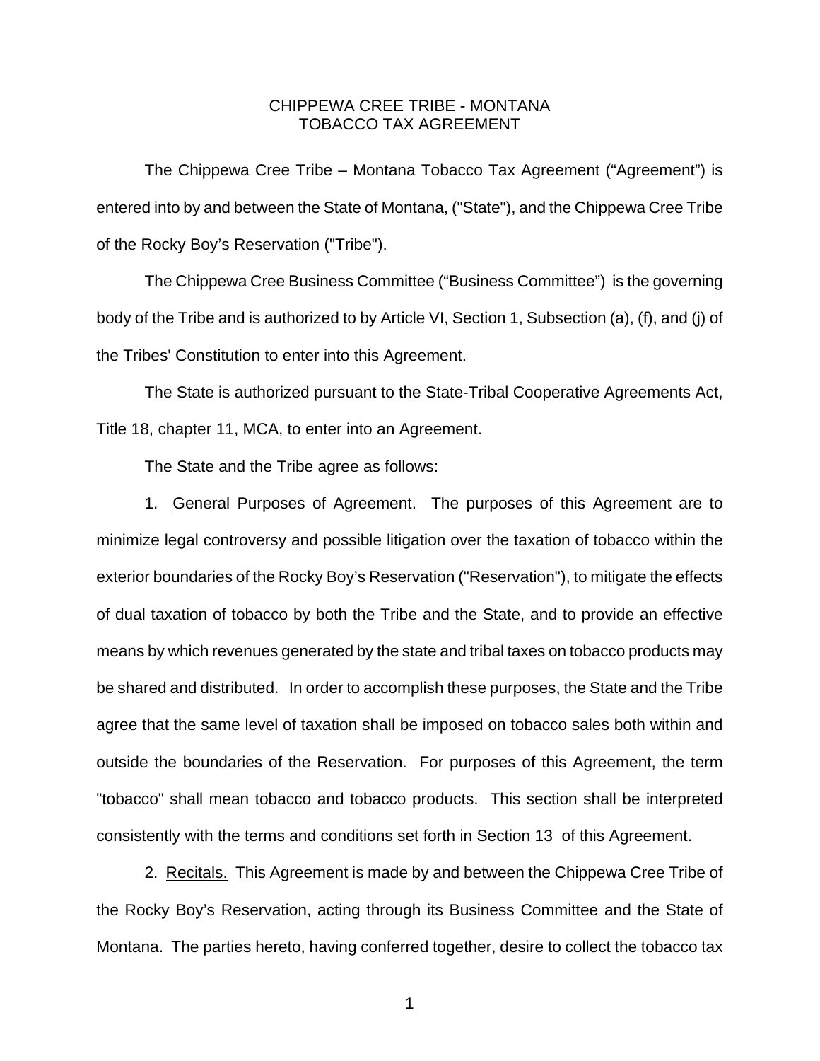# CHIPPEWA CREE TRIBE - MONTANA
# TOBACCO TAX AGREEMENT

The Chippewa Cree Tribe – Montana Tobacco Tax Agreement ("Agreement") is entered into by and between the State of Montana, ("State"), and the Chippewa Cree Tribe of the Rocky Boy's Reservation ("Tribe").

The Chippewa Cree Business Committee ("Business Committee") is the governing body of the Tribe and is authorized to by Article VI, Section 1, Subsection (a), (f), and (j) of the Tribes' Constitution to enter into this Agreement.

The State is authorized pursuant to the State-Tribal Cooperative Agreements Act, Title 18, chapter 11, MCA, to enter into an Agreement.

The State and the Tribe agree as follows:

1. General Purposes of Agreement. The purposes of this Agreement are to minimize legal controversy and possible litigation over the taxation of tobacco within the exterior boundaries of the Rocky Boy's Reservation ("Reservation"), to mitigate the effects of dual taxation of tobacco by both the Tribe and the State, and to provide an effective means by which revenues generated by the state and tribal taxes on tobacco products may be shared and distributed. In order to accomplish these purposes, the State and the Tribe agree that the same level of taxation shall be imposed on tobacco sales both within and outside the boundaries of the Reservation. For purposes of this Agreement, the term "tobacco" shall mean tobacco and tobacco products. This section shall be interpreted consistently with the terms and conditions set forth in Section 13 of this Agreement.

2. Recitals. This Agreement is made by and between the Chippewa Cree Tribe of the Rocky Boy's Reservation, acting through its Business Committee and the State of Montana. The parties hereto, having conferred together, desire to collect the tobacco tax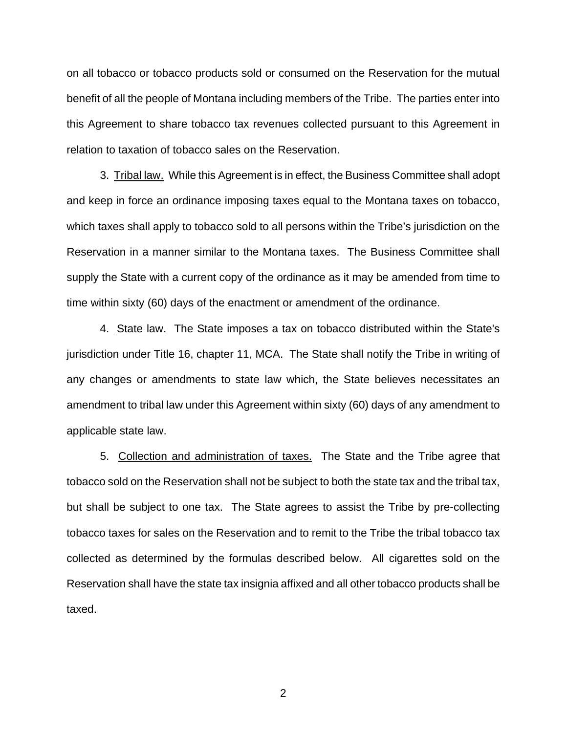on all tobacco or tobacco products sold or consumed on the Reservation for the mutual benefit of all the people of Montana including members of the Tribe. The parties enter into this Agreement to share tobacco tax revenues collected pursuant to this Agreement in relation to taxation of tobacco sales on the Reservation.

3. Tribal law. While this Agreement is in effect, the Business Committee shall adopt and keep in force an ordinance imposing taxes equal to the Montana taxes on tobacco, which taxes shall apply to tobacco sold to all persons within the Tribe's jurisdiction on the Reservation in a manner similar to the Montana taxes. The Business Committee shall supply the State with a current copy of the ordinance as it may be amended from time to time within sixty (60) days of the enactment or amendment of the ordinance.

4. State law. The State imposes a tax on tobacco distributed within the State's jurisdiction under Title 16, chapter 11, MCA. The State shall notify the Tribe in writing of any changes or amendments to state law which, the State believes necessitates an amendment to tribal law under this Agreement within sixty (60) days of any amendment to applicable state law.

5. Collection and administration of taxes. The State and the Tribe agree that tobacco sold on the Reservation shall not be subject to both the state tax and the tribal tax, but shall be subject to one tax. The State agrees to assist the Tribe by pre-collecting tobacco taxes for sales on the Reservation and to remit to the Tribe the tribal tobacco tax collected as determined by the formulas described below. All cigarettes sold on the Reservation shall have the state tax insignia affixed and all other tobacco products shall be taxed.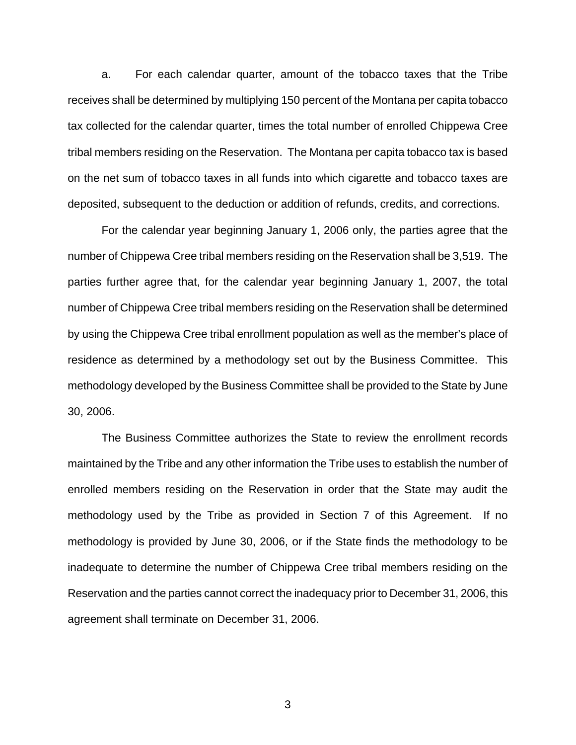a. For each calendar quarter, amount of the tobacco taxes that the Tribe receives shall be determined by multiplying 150 percent of the Montana per capita tobacco tax collected for the calendar quarter, times the total number of enrolled Chippewa Cree tribal members residing on the Reservation. The Montana per capita tobacco tax is based on the net sum of tobacco taxes in all funds into which cigarette and tobacco taxes are deposited, subsequent to the deduction or addition of refunds, credits, and corrections.

For the calendar year beginning January 1, 2006 only, the parties agree that the number of Chippewa Cree tribal members residing on the Reservation shall be 3,519. The parties further agree that, for the calendar year beginning January 1, 2007, the total number of Chippewa Cree tribal members residing on the Reservation shall be determined by using the Chippewa Cree tribal enrollment population as well as the member's place of residence as determined by a methodology set out by the Business Committee. This methodology developed by the Business Committee shall be provided to the State by June 30, 2006.

The Business Committee authorizes the State to review the enrollment records maintained by the Tribe and any other information the Tribe uses to establish the number of enrolled members residing on the Reservation in order that the State may audit the methodology used by the Tribe as provided in Section 7 of this Agreement. If no methodology is provided by June 30, 2006, or if the State finds the methodology to be inadequate to determine the number of Chippewa Cree tribal members residing on the Reservation and the parties cannot correct the inadequacy prior to December 31, 2006, this agreement shall terminate on December 31, 2006.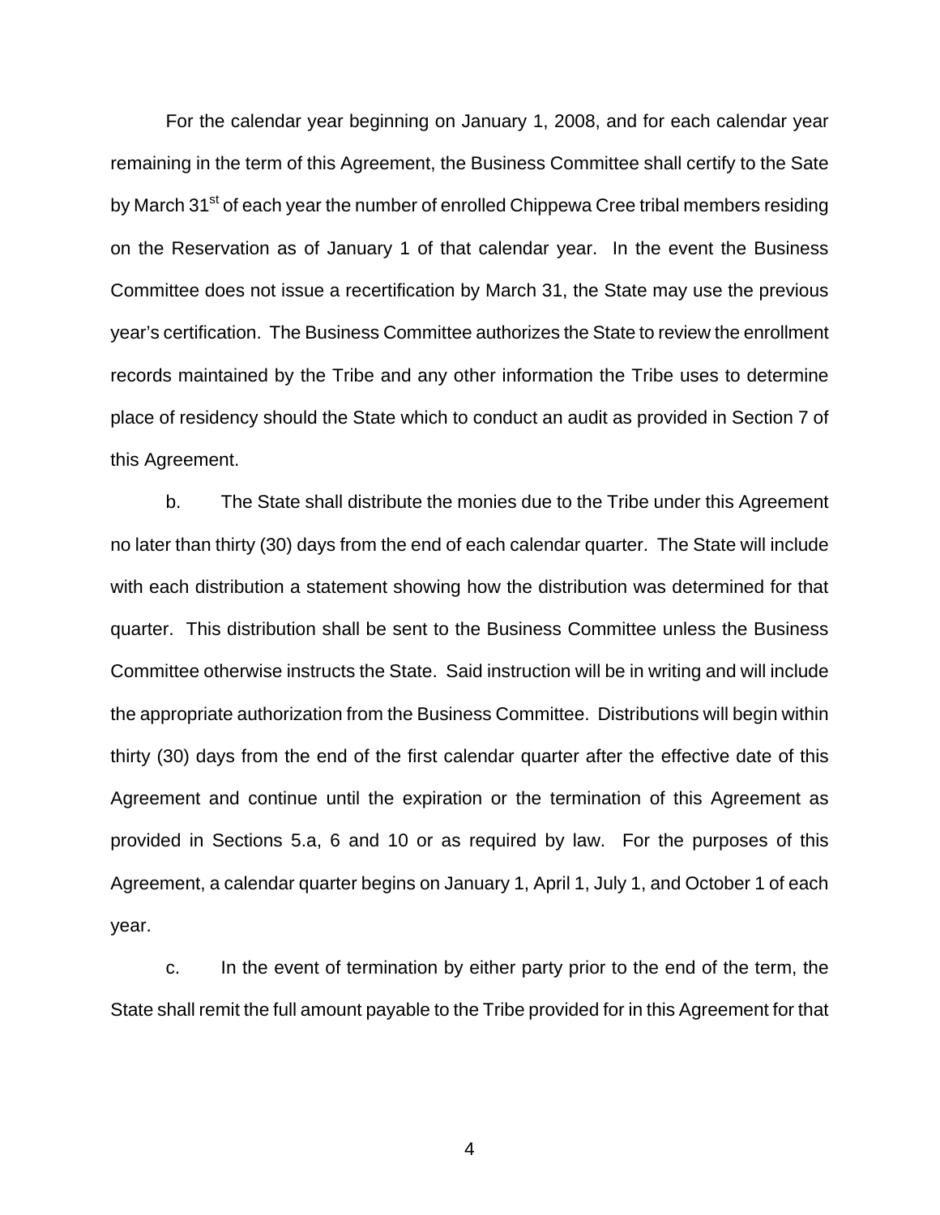For the calendar year beginning on January 1, 2008, and for each calendar year remaining in the term of this Agreement, the Business Committee shall certify to the Sate by March 31st of each year the number of enrolled Chippewa Cree tribal members residing on the Reservation as of January 1 of that calendar year. In the event the Business Committee does not issue a recertification by March 31, the State may use the previous year's certification. The Business Committee authorizes the State to review the enrollment records maintained by the Tribe and any other information the Tribe uses to determine place of residency should the State which to conduct an audit as provided in Section 7 of this Agreement.

b. The State shall distribute the monies due to the Tribe under this Agreement no later than thirty (30) days from the end of each calendar quarter. The State will include with each distribution a statement showing how the distribution was determined for that quarter. This distribution shall be sent to the Business Committee unless the Business Committee otherwise instructs the State. Said instruction will be in writing and will include the appropriate authorization from the Business Committee. Distributions will begin within thirty (30) days from the end of the first calendar quarter after the effective date of this Agreement and continue until the expiration or the termination of this Agreement as provided in Sections 5.a, 6 and 10 or as required by law. For the purposes of this Agreement, a calendar quarter begins on January 1, April 1, July 1, and October 1 of each year.

c. In the event of termination by either party prior to the end of the term, the State shall remit the full amount payable to the Tribe provided for in this Agreement for that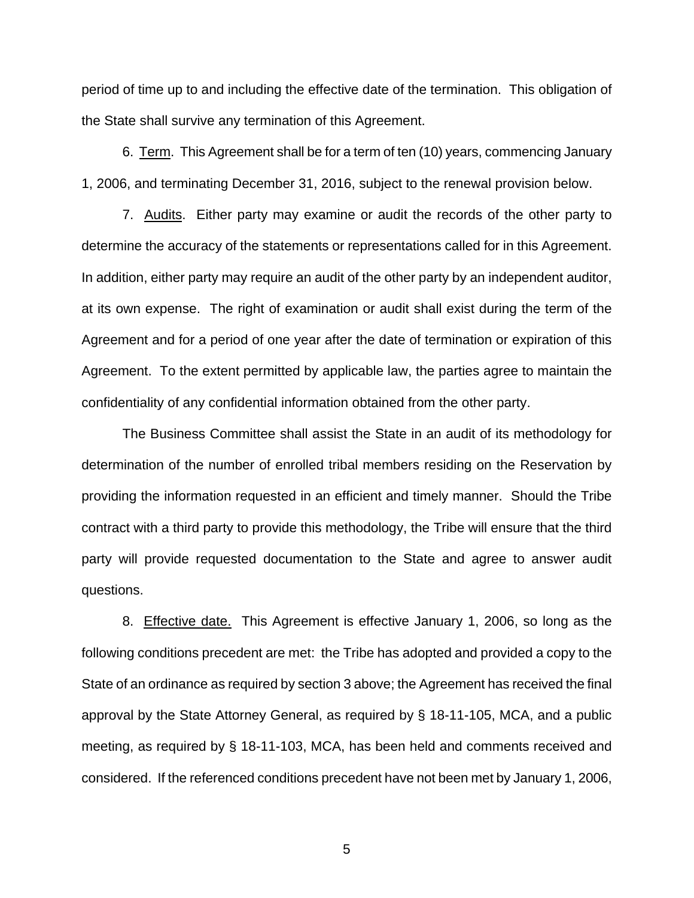period of time up to and including the effective date of the termination. This obligation of the State shall survive any termination of this Agreement.

6. Term. This Agreement shall be for a term of ten (10) years, commencing January 1, 2006, and terminating December 31, 2016, subject to the renewal provision below.

7. Audits. Either party may examine or audit the records of the other party to determine the accuracy of the statements or representations called for in this Agreement. In addition, either party may require an audit of the other party by an independent auditor, at its own expense. The right of examination or audit shall exist during the term of the Agreement and for a period of one year after the date of termination or expiration of this Agreement. To the extent permitted by applicable law, the parties agree to maintain the confidentiality of any confidential information obtained from the other party.

The Business Committee shall assist the State in an audit of its methodology for determination of the number of enrolled tribal members residing on the Reservation by providing the information requested in an efficient and timely manner. Should the Tribe contract with a third party to provide this methodology, the Tribe will ensure that the third party will provide requested documentation to the State and agree to answer audit questions.

8. Effective date. This Agreement is effective January 1, 2006, so long as the following conditions precedent are met: the Tribe has adopted and provided a copy to the State of an ordinance as required by section 3 above; the Agreement has received the final approval by the State Attorney General, as required by § 18-11-105, MCA, and a public meeting, as required by § 18-11-103, MCA, has been held and comments received and considered. If the referenced conditions precedent have not been met by January 1, 2006,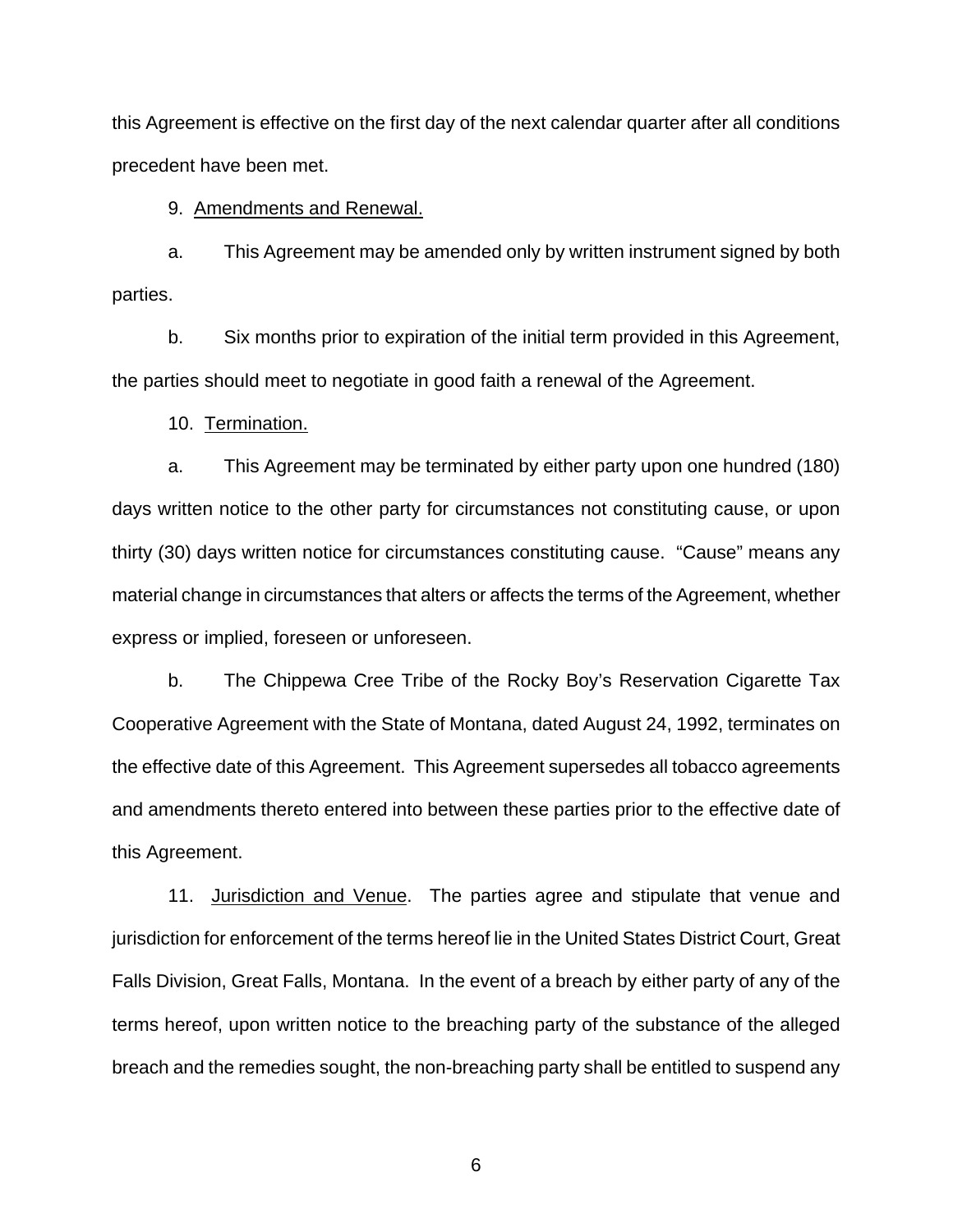this Agreement is effective on the first day of the next calendar quarter after all conditions precedent have been met.

9. Amendments and Renewal.

a. This Agreement may be amended only by written instrument signed by both parties.

b. Six months prior to expiration of the initial term provided in this Agreement, the parties should meet to negotiate in good faith a renewal of the Agreement.

10. Termination.

a. This Agreement may be terminated by either party upon one hundred (180) days written notice to the other party for circumstances not constituting cause, or upon thirty (30) days written notice for circumstances constituting cause. "Cause" means any material change in circumstances that alters or affects the terms of the Agreement, whether express or implied, foreseen or unforeseen.

b. The Chippewa Cree Tribe of the Rocky Boy's Reservation Cigarette Tax Cooperative Agreement with the State of Montana, dated August 24, 1992, terminates on the effective date of this Agreement. This Agreement supersedes all tobacco agreements and amendments thereto entered into between these parties prior to the effective date of this Agreement.

11. Jurisdiction and Venue. The parties agree and stipulate that venue and jurisdiction for enforcement of the terms hereof lie in the United States District Court, Great Falls Division, Great Falls, Montana. In the event of a breach by either party of any of the terms hereof, upon written notice to the breaching party of the substance of the alleged breach and the remedies sought, the non-breaching party shall be entitled to suspend any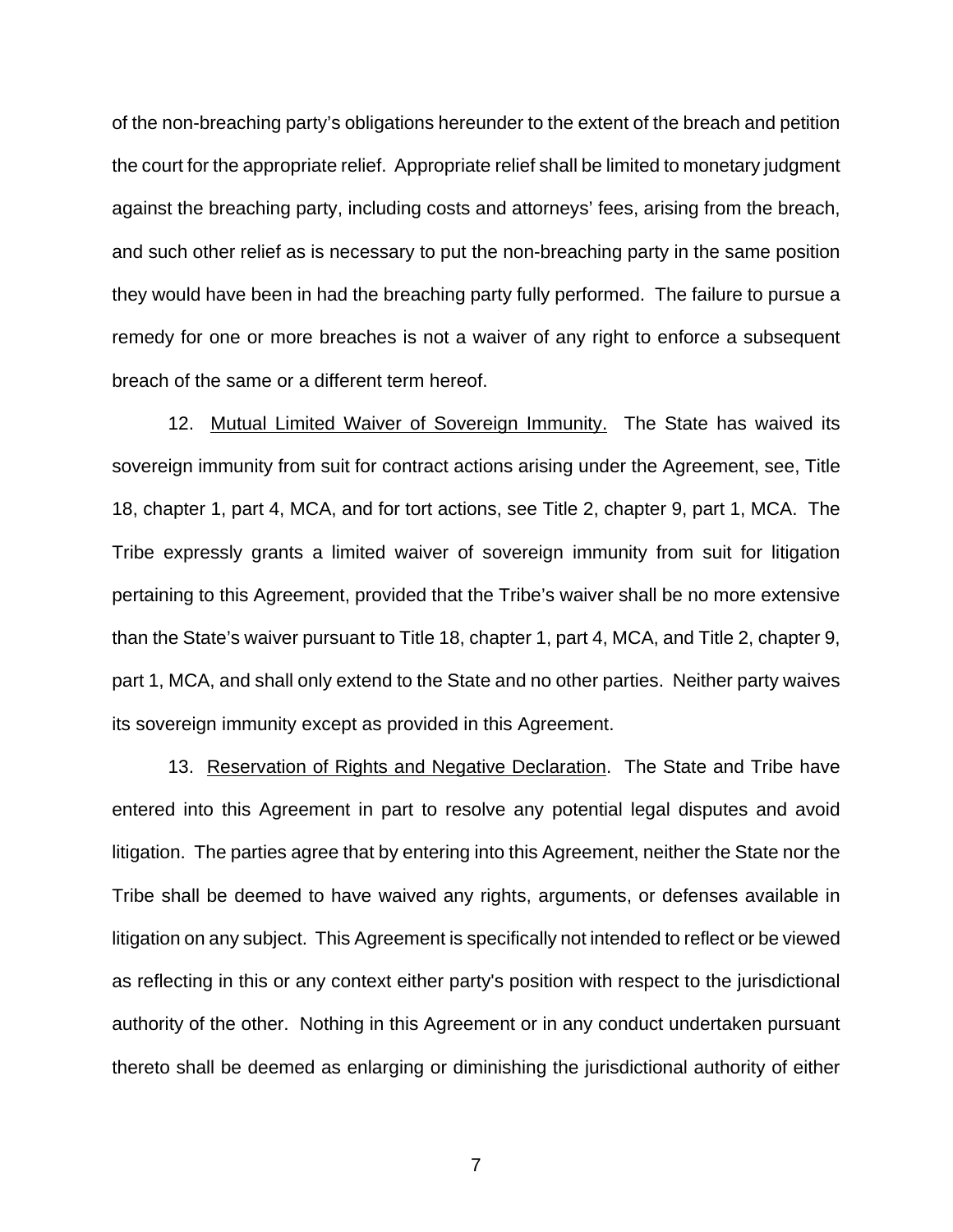of the non-breaching party's obligations hereunder to the extent of the breach and petition the court for the appropriate relief. Appropriate relief shall be limited to monetary judgment against the breaching party, including costs and attorneys' fees, arising from the breach, and such other relief as is necessary to put the non-breaching party in the same position they would have been in had the breaching party fully performed. The failure to pursue a remedy for one or more breaches is not a waiver of any right to enforce a subsequent breach of the same or a different term hereof.

12. Mutual Limited Waiver of Sovereign Immunity. The State has waived its sovereign immunity from suit for contract actions arising under the Agreement, see, Title 18, chapter 1, part 4, MCA, and for tort actions, see Title 2, chapter 9, part 1, MCA. The Tribe expressly grants a limited waiver of sovereign immunity from suit for litigation pertaining to this Agreement, provided that the Tribe's waiver shall be no more extensive than the State's waiver pursuant to Title 18, chapter 1, part 4, MCA, and Title 2, chapter 9, part 1, MCA, and shall only extend to the State and no other parties. Neither party waives its sovereign immunity except as provided in this Agreement.

13. Reservation of Rights and Negative Declaration. The State and Tribe have entered into this Agreement in part to resolve any potential legal disputes and avoid litigation. The parties agree that by entering into this Agreement, neither the State nor the Tribe shall be deemed to have waived any rights, arguments, or defenses available in litigation on any subject. This Agreement is specifically not intended to reflect or be viewed as reflecting in this or any context either party's position with respect to the jurisdictional authority of the other. Nothing in this Agreement or in any conduct undertaken pursuant thereto shall be deemed as enlarging or diminishing the jurisdictional authority of either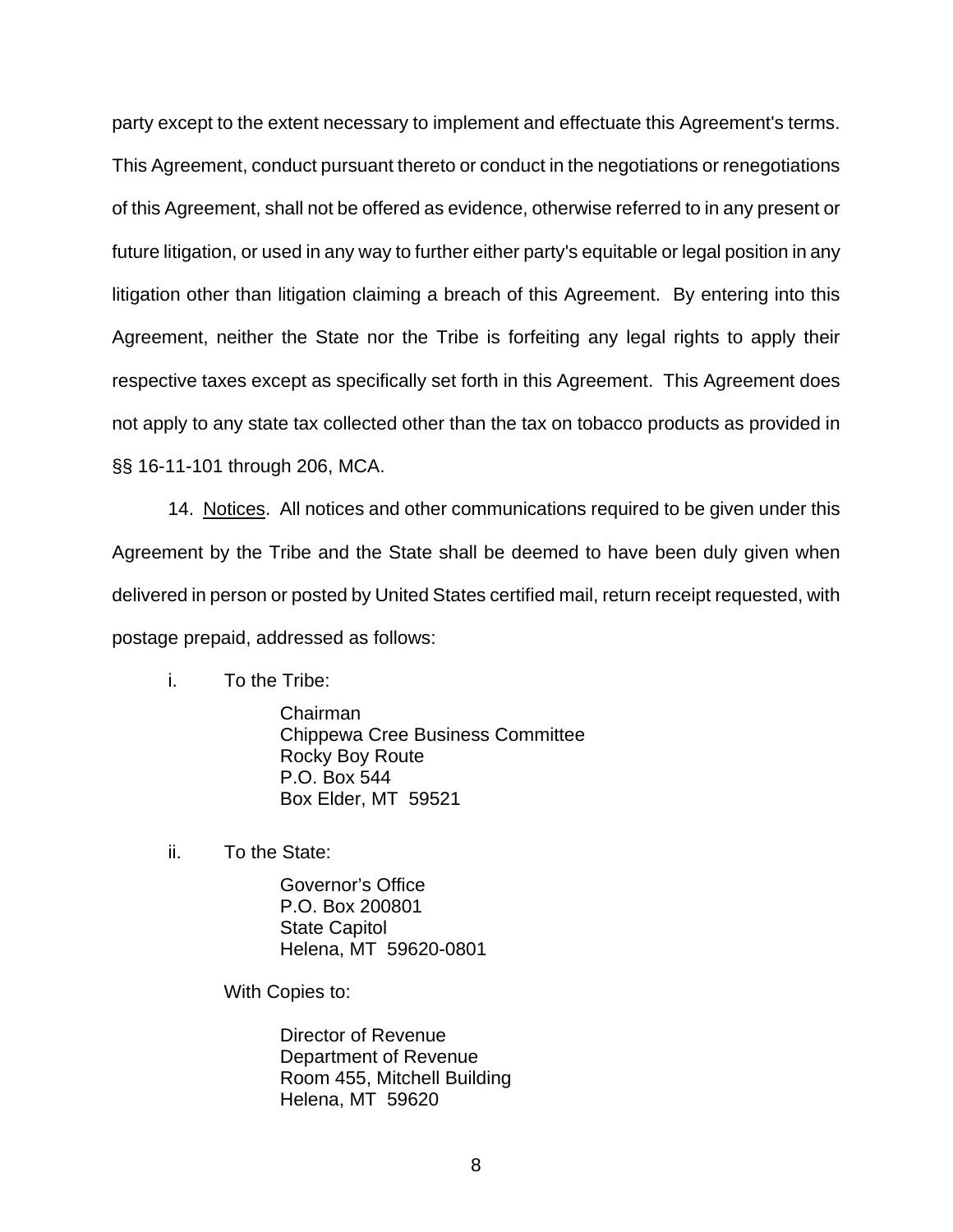party except to the extent necessary to implement and effectuate this Agreement's terms. This Agreement, conduct pursuant thereto or conduct in the negotiations or renegotiations of this Agreement, shall not be offered as evidence, otherwise referred to in any present or future litigation, or used in any way to further either party's equitable or legal position in any litigation other than litigation claiming a breach of this Agreement. By entering into this Agreement, neither the State nor the Tribe is forfeiting any legal rights to apply their respective taxes except as specifically set forth in this Agreement. This Agreement does not apply to any state tax collected other than the tax on tobacco products as provided in §§ 16-11-101 through 206, MCA.

14. Notices. All notices and other communications required to be given under this Agreement by the Tribe and the State shall be deemed to have been duly given when delivered in person or posted by United States certified mail, return receipt requested, with postage prepaid, addressed as follows:

i. To the Tribe:

Chairman
Chippewa Cree Business Committee
Rocky Boy Route
P.O. Box 544
Box Elder, MT 59521

ii. To the State:

Governor's Office
P.O. Box 200801
State Capitol
Helena, MT 59620-0801

With Copies to:

Director of Revenue
Department of Revenue
Room 455, Mitchell Building
Helena, MT 59620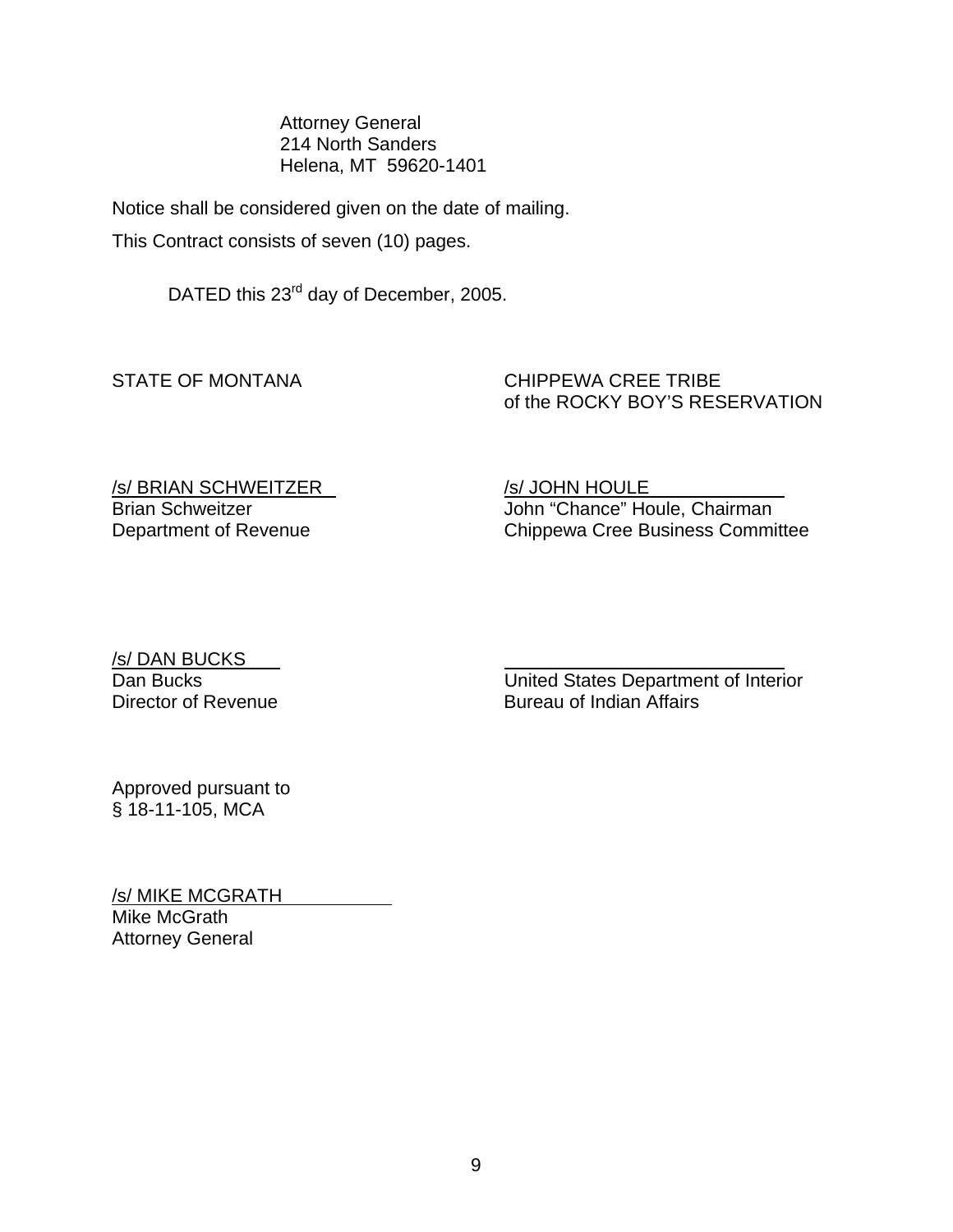Attorney General
214 North Sanders
Helena, MT 59620-1401

Notice shall be considered given on the date of mailing.

This Contract consists of seven (10) pages.

DATED this 23rd day of December, 2005.

| | |
|---|---|
| STATE OF MONTANA | CHIPPEWA CREE TRIBE of the ROCKY BOY'S RESERVATION |
| /s/ BRIAN SCHWEITZER<br>Brian Schweitzer<br>Department of Revenue | /s/ JOHN HOULE<br>John "Chance" Houle, Chairman<br>Chippewa Cree Business Committee |
| /s/ DAN BUCKS<br>Dan Bucks<br>Director of Revenue | \_\_\_\_\_\_\_\_\_\_\_\_\_\_\_\_\_\_\_\_\_\_\_\_\_\_<br>United States Department of Interior<br>Bureau of Indian Affairs |

Approved pursuant to
§ 18-11-105, MCA

/s/ MIKE MCGRATH
Mike McGrath
Attorney General